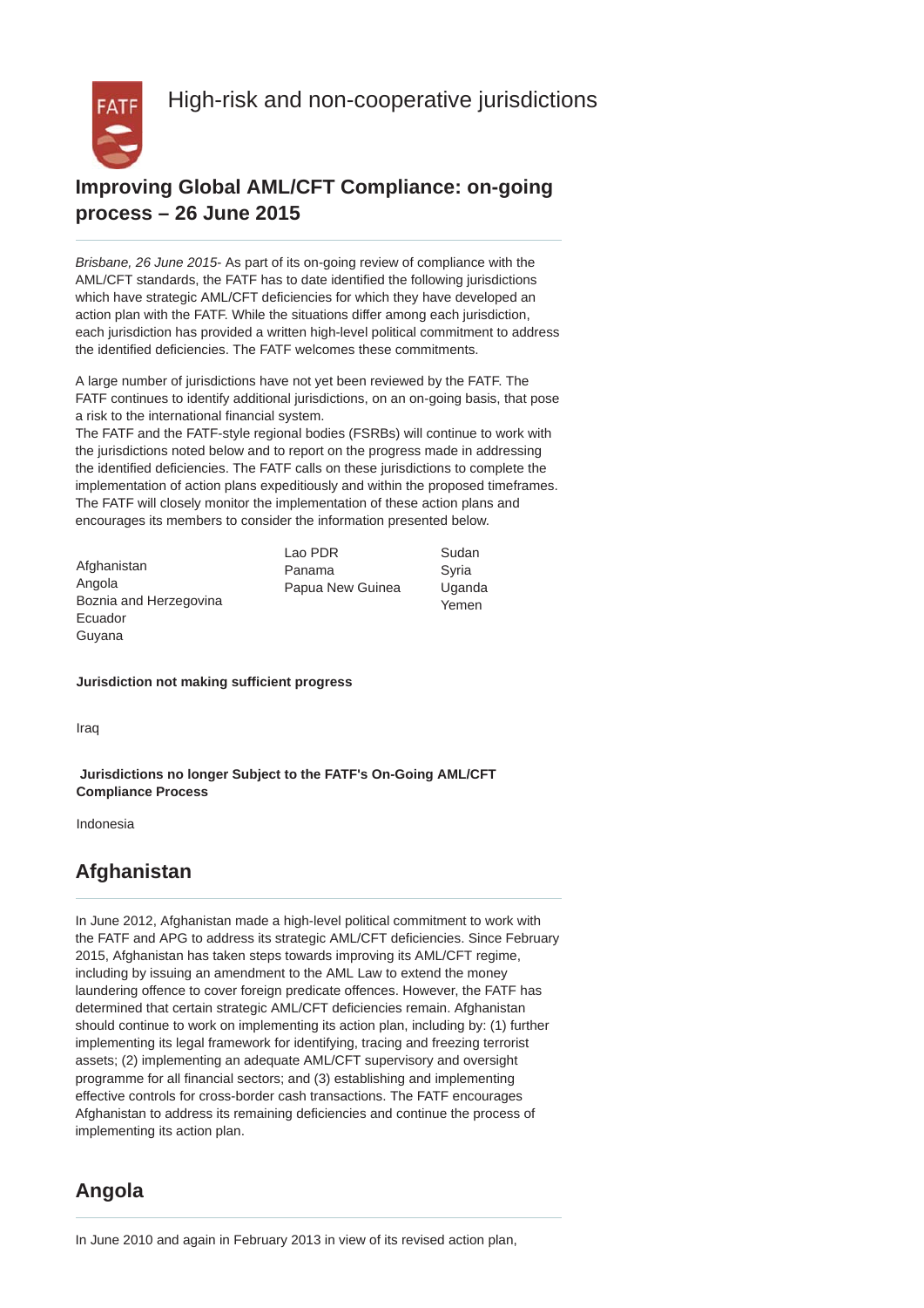# High-risk and non-cooperative jurisdictions

## Improving Global AML/CFT Compliance: on-going process – 26 June 2015

*Brisbane, 26 June 2015*- As part of its on-going review of compliance with the AML/CFT standards, the FATF has to date identified the following jurisdictions which have strategic AML/CFT deficiencies for which they have developed an action plan with the FATF. While the situations differ among each jurisdiction, each jurisdiction has provided a written high-level political commitment to address the identified deficiencies. The FATF welcomes these commitments.

A large number of jurisdictions have not yet been reviewed by the FATF. The FATF continues to identify additional jurisdictions, on an on-going basis, that pose a risk to the international financial system.
The FATF and the FATF-style regional bodies (FSRBs) will continue to work with the jurisdictions noted below and to report on the progress made in addressing the identified deficiencies. The FATF calls on these jurisdictions to complete the implementation of action plans expeditiously and within the proposed timeframes. The FATF will closely monitor the implementation of these action plans and encourages its members to consider the information presented below.

Afghanistan
Angola
Boznia and Herzegovina
Ecuador
Guyana
Lao PDR
Panama
Papua New Guinea
Sudan
Syria
Uganda
Yemen

**Jurisdiction not making sufficient progress**

Iraq

**Jurisdictions no longer Subject to the FATF's On-Going AML/CFT Compliance Process**

Indonesia

## Afghanistan

In June 2012, Afghanistan made a high-level political commitment to work with the FATF and APG to address its strategic AML/CFT deficiencies. Since February 2015, Afghanistan has taken steps towards improving its AML/CFT regime, including by issuing an amendment to the AML Law to extend the money laundering offence to cover foreign predicate offences. However, the FATF has determined that certain strategic AML/CFT deficiencies remain. Afghanistan should continue to work on implementing its action plan, including by: (1) further implementing its legal framework for identifying, tracing and freezing terrorist assets; (2) implementing an adequate AML/CFT supervisory and oversight programme for all financial sectors; and (3) establishing and implementing effective controls for cross-border cash transactions. The FATF encourages Afghanistan to address its remaining deficiencies and continue the process of implementing its action plan.

## Angola

In June 2010 and again in February 2013 in view of its revised action plan,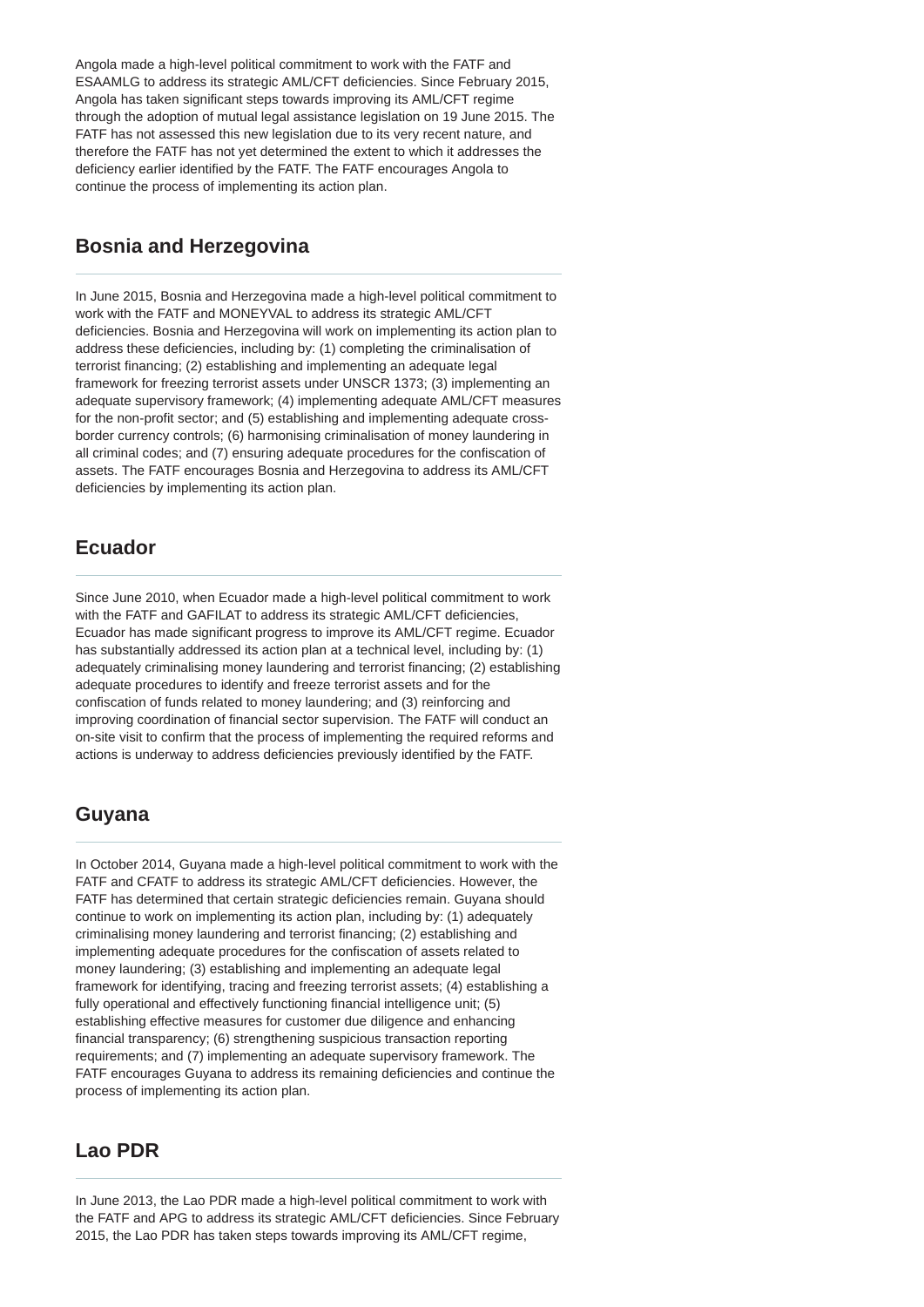Angola made a high-level political commitment to work with the FATF and ESAAMLG to address its strategic AML/CFT deficiencies. Since February 2015, Angola has taken significant steps towards improving its AML/CFT regime through the adoption of mutual legal assistance legislation on 19 June 2015. The FATF has not assessed this new legislation due to its very recent nature, and therefore the FATF has not yet determined the extent to which it addresses the deficiency earlier identified by the FATF. The FATF encourages Angola to continue the process of implementing its action plan.

## Bosnia and Herzegovina

In June 2015, Bosnia and Herzegovina made a high-level political commitment to work with the FATF and MONEYVAL to address its strategic AML/CFT deficiencies. Bosnia and Herzegovina will work on implementing its action plan to address these deficiencies, including by: (1) completing the criminalisation of terrorist financing; (2) establishing and implementing an adequate legal framework for freezing terrorist assets under UNSCR 1373; (3) implementing an adequate supervisory framework; (4) implementing adequate AML/CFT measures for the non-profit sector; and (5) establishing and implementing adequate cross-border currency controls; (6) harmonising criminalisation of money laundering in all criminal codes; and (7) ensuring adequate procedures for the confiscation of assets. The FATF encourages Bosnia and Herzegovina to address its AML/CFT deficiencies by implementing its action plan.

## Ecuador

Since June 2010, when Ecuador made a high-level political commitment to work with the FATF and GAFILAT to address its strategic AML/CFT deficiencies, Ecuador has made significant progress to improve its AML/CFT regime. Ecuador has substantially addressed its action plan at a technical level, including by: (1) adequately criminalising money laundering and terrorist financing; (2) establishing adequate procedures to identify and freeze terrorist assets and for the confiscation of funds related to money laundering; and (3) reinforcing and improving coordination of financial sector supervision. The FATF will conduct an on-site visit to confirm that the process of implementing the required reforms and actions is underway to address deficiencies previously identified by the FATF.

## Guyana

In October 2014, Guyana made a high-level political commitment to work with the FATF and CFATF to address its strategic AML/CFT deficiencies. However, the FATF has determined that certain strategic deficiencies remain. Guyana should continue to work on implementing its action plan, including by: (1) adequately criminalising money laundering and terrorist financing; (2) establishing and implementing adequate procedures for the confiscation of assets related to money laundering; (3) establishing and implementing an adequate legal framework for identifying, tracing and freezing terrorist assets; (4) establishing a fully operational and effectively functioning financial intelligence unit; (5) establishing effective measures for customer due diligence and enhancing financial transparency; (6) strengthening suspicious transaction reporting requirements; and (7) implementing an adequate supervisory framework. The FATF encourages Guyana to address its remaining deficiencies and continue the process of implementing its action plan.

## Lao PDR

In June 2013, the Lao PDR made a high-level political commitment to work with the FATF and APG to address its strategic AML/CFT deficiencies. Since February 2015, the Lao PDR has taken steps towards improving its AML/CFT regime,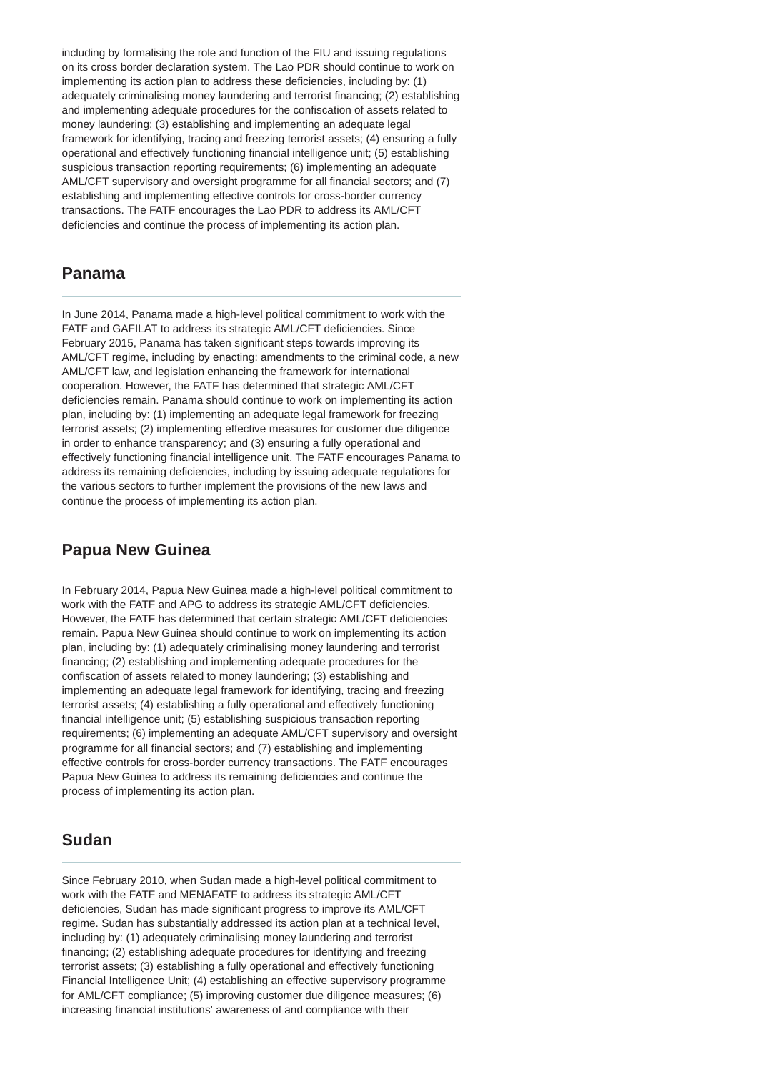including by formalising the role and function of the FIU and issuing regulations on its cross border declaration system. The Lao PDR should continue to work on implementing its action plan to address these deficiencies, including by: (1) adequately criminalising money laundering and terrorist financing; (2) establishing and implementing adequate procedures for the confiscation of assets related to money laundering; (3) establishing and implementing an adequate legal framework for identifying, tracing and freezing terrorist assets; (4) ensuring a fully operational and effectively functioning financial intelligence unit; (5) establishing suspicious transaction reporting requirements; (6) implementing an adequate AML/CFT supervisory and oversight programme for all financial sectors; and (7) establishing and implementing effective controls for cross-border currency transactions. The FATF encourages the Lao PDR to address its AML/CFT deficiencies and continue the process of implementing its action plan.

## Panama

In June 2014, Panama made a high-level political commitment to work with the FATF and GAFILAT to address its strategic AML/CFT deficiencies. Since February 2015, Panama has taken significant steps towards improving its AML/CFT regime, including by enacting: amendments to the criminal code, a new AML/CFT law, and legislation enhancing the framework for international cooperation. However, the FATF has determined that strategic AML/CFT deficiencies remain. Panama should continue to work on implementing its action plan, including by: (1) implementing an adequate legal framework for freezing terrorist assets; (2) implementing effective measures for customer due diligence in order to enhance transparency; and (3) ensuring a fully operational and effectively functioning financial intelligence unit. The FATF encourages Panama to address its remaining deficiencies, including by issuing adequate regulations for the various sectors to further implement the provisions of the new laws and continue the process of implementing its action plan.

## Papua New Guinea

In February 2014, Papua New Guinea made a high-level political commitment to work with the FATF and APG to address its strategic AML/CFT deficiencies. However, the FATF has determined that certain strategic AML/CFT deficiencies remain. Papua New Guinea should continue to work on implementing its action plan, including by: (1) adequately criminalising money laundering and terrorist financing; (2) establishing and implementing adequate procedures for the confiscation of assets related to money laundering; (3) establishing and implementing an adequate legal framework for identifying, tracing and freezing terrorist assets; (4) establishing a fully operational and effectively functioning financial intelligence unit; (5) establishing suspicious transaction reporting requirements; (6) implementing an adequate AML/CFT supervisory and oversight programme for all financial sectors; and (7) establishing and implementing effective controls for cross-border currency transactions. The FATF encourages Papua New Guinea to address its remaining deficiencies and continue the process of implementing its action plan.

## Sudan

Since February 2010, when Sudan made a high-level political commitment to work with the FATF and MENAFATF to address its strategic AML/CFT deficiencies, Sudan has made significant progress to improve its AML/CFT regime. Sudan has substantially addressed its action plan at a technical level, including by: (1) adequately criminalising money laundering and terrorist financing; (2) establishing adequate procedures for identifying and freezing terrorist assets; (3) establishing a fully operational and effectively functioning Financial Intelligence Unit; (4) establishing an effective supervisory programme for AML/CFT compliance; (5) improving customer due diligence measures; (6) increasing financial institutions' awareness of and compliance with their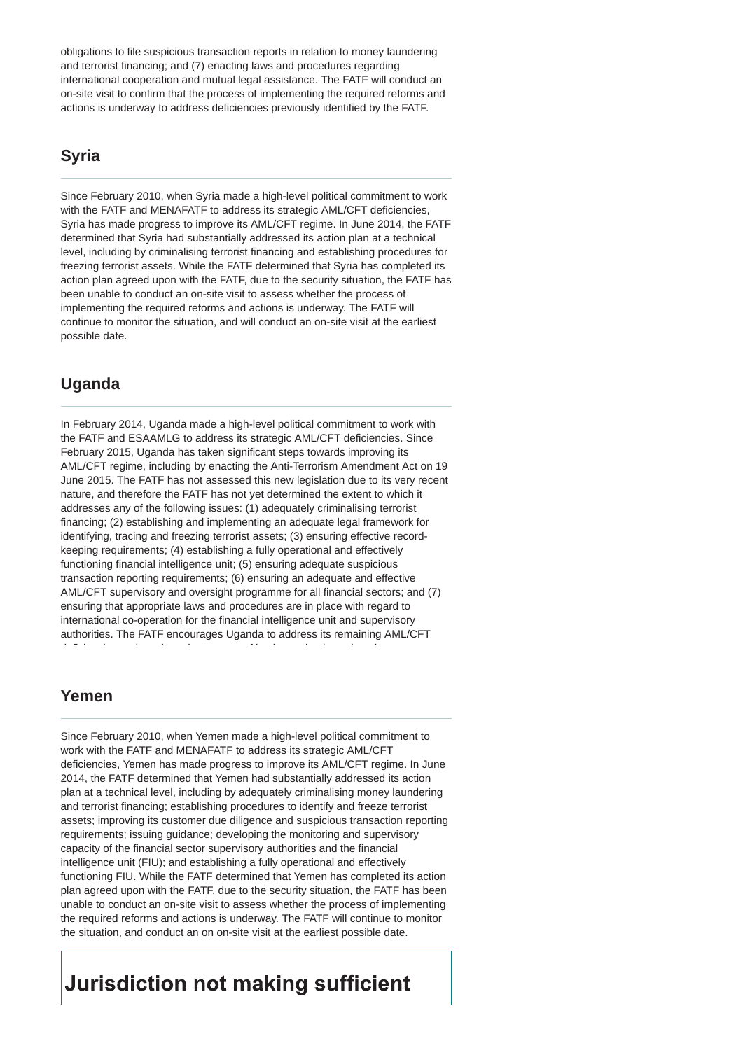obligations to file suspicious transaction reports in relation to money laundering and terrorist financing; and (7) enacting laws and procedures regarding international cooperation and mutual legal assistance. The FATF will conduct an on-site visit to confirm that the process of implementing the required reforms and actions is underway to address deficiencies previously identified by the FATF.

## Syria

Since February 2010, when Syria made a high-level political commitment to work with the FATF and MENAFATF to address its strategic AML/CFT deficiencies, Syria has made progress to improve its AML/CFT regime. In June 2014, the FATF determined that Syria had substantially addressed its action plan at a technical level, including by criminalising terrorist financing and establishing procedures for freezing terrorist assets. While the FATF determined that Syria has completed its action plan agreed upon with the FATF, due to the security situation, the FATF has been unable to conduct an on-site visit to assess whether the process of implementing the required reforms and actions is underway. The FATF will continue to monitor the situation, and will conduct an on-site visit at the earliest possible date.

## Uganda

In February 2014, Uganda made a high-level political commitment to work with the FATF and ESAAMLG to address its strategic AML/CFT deficiencies. Since February 2015, Uganda has taken significant steps towards improving its AML/CFT regime, including by enacting the Anti-Terrorism Amendment Act on 19 June 2015. The FATF has not assessed this new legislation due to its very recent nature, and therefore the FATF has not yet determined the extent to which it addresses any of the following issues: (1) adequately criminalising terrorist financing; (2) establishing and implementing an adequate legal framework for identifying, tracing and freezing terrorist assets; (3) ensuring effective record-keeping requirements; (4) establishing a fully operational and effectively functioning financial intelligence unit; (5) ensuring adequate suspicious transaction reporting requirements; (6) ensuring an adequate and effective AML/CFT supervisory and oversight programme for all financial sectors; and (7) ensuring that appropriate laws and procedures are in place with regard to international co-operation for the financial intelligence unit and supervisory authorities. The FATF encourages Uganda to address its remaining AML/CFT

## Yemen

Since February 2010, when Yemen made a high-level political commitment to work with the FATF and MENAFATF to address its strategic AML/CFT deficiencies, Yemen has made progress to improve its AML/CFT regime. In June 2014, the FATF determined that Yemen had substantially addressed its action plan at a technical level, including by adequately criminalising money laundering and terrorist financing; establishing procedures to identify and freeze terrorist assets; improving its customer due diligence and suspicious transaction reporting requirements; issuing guidance; developing the monitoring and supervisory capacity of the financial sector supervisory authorities and the financial intelligence unit (FIU); and establishing a fully operational and effectively functioning FIU. While the FATF determined that Yemen has completed its action plan agreed upon with the FATF, due to the security situation, the FATF has been unable to conduct an on-site visit to assess whether the process of implementing the required reforms and actions is underway. The FATF will continue to monitor the situation, and conduct an on on-site visit at the earliest possible date.

# Jurisdiction not making sufficient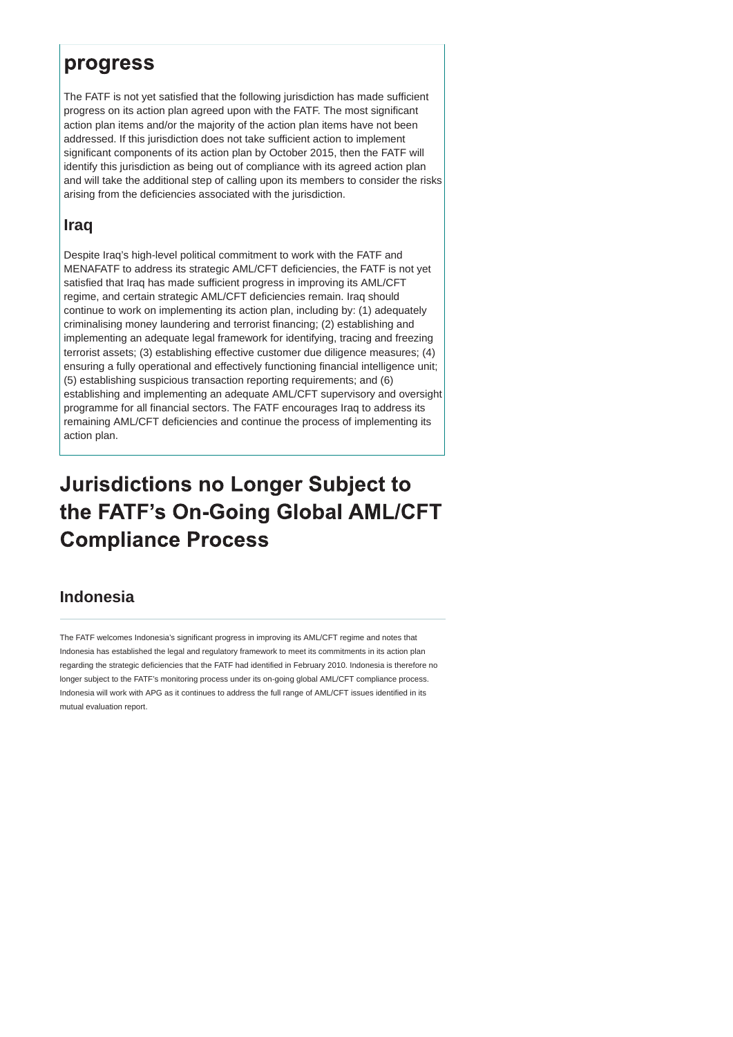## progress

The FATF is not yet satisfied that the following jurisdiction has made sufficient progress on its action plan agreed upon with the FATF. The most significant action plan items and/or the majority of the action plan items have not been addressed. If this jurisdiction does not take sufficient action to implement significant components of its action plan by October 2015, then the FATF will identify this jurisdiction as being out of compliance with its agreed action plan and will take the additional step of calling upon its members to consider the risks arising from the deficiencies associated with the jurisdiction.

### Iraq

Despite Iraq's high-level political commitment to work with the FATF and MENAFATF to address its strategic AML/CFT deficiencies, the FATF is not yet satisfied that Iraq has made sufficient progress in improving its AML/CFT regime, and certain strategic AML/CFT deficiencies remain. Iraq should continue to work on implementing its action plan, including by: (1) adequately criminalising money laundering and terrorist financing; (2) establishing and implementing an adequate legal framework for identifying, tracing and freezing terrorist assets; (3) establishing effective customer due diligence measures; (4) ensuring a fully operational and effectively functioning financial intelligence unit; (5) establishing suspicious transaction reporting requirements; and (6) establishing and implementing an adequate AML/CFT supervisory and oversight programme for all financial sectors. The FATF encourages Iraq to address its remaining AML/CFT deficiencies and continue the process of implementing its action plan.

## Jurisdictions no Longer Subject to the FATF's On-Going Global AML/CFT Compliance Process

### Indonesia

The FATF welcomes Indonesia's significant progress in improving its AML/CFT regime and notes that Indonesia has established the legal and regulatory framework to meet its commitments in its action plan regarding the strategic deficiencies that the FATF had identified in February 2010. Indonesia is therefore no longer subject to the FATF's monitoring process under its on-going global AML/CFT compliance process. Indonesia will work with APG as it continues to address the full range of AML/CFT issues identified in its mutual evaluation report.